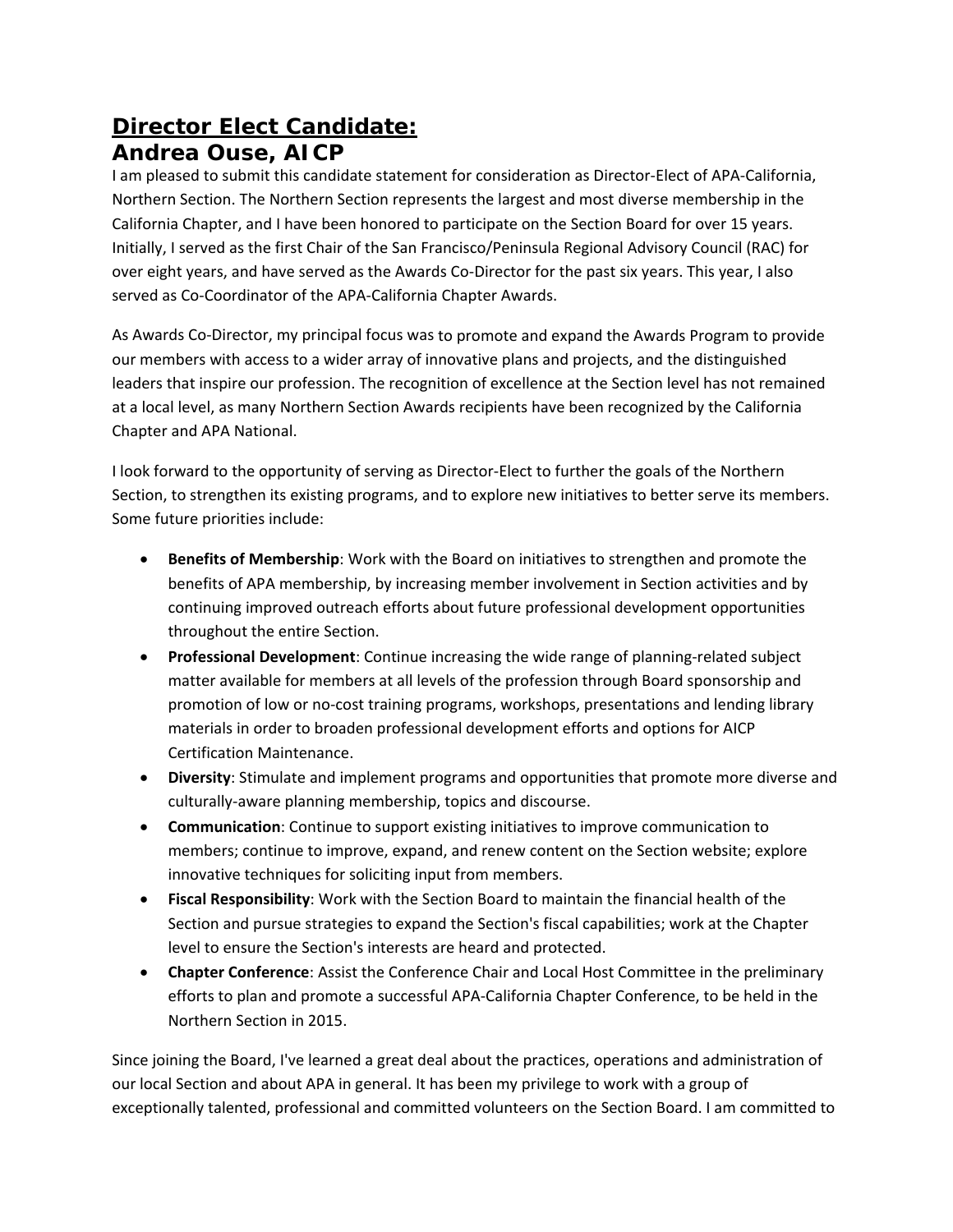# Director Elect Candidate:
## Andrea Ouse, AICP

I am pleased to submit this candidate statement for consideration as Director-Elect of APA-California, Northern Section. The Northern Section represents the largest and most diverse membership in the California Chapter, and I have been honored to participate on the Section Board for over 15 years. Initially, I served as the first Chair of the San Francisco/Peninsula Regional Advisory Council (RAC) for over eight years, and have served as the Awards Co-Director for the past six years. This year, I also served as Co-Coordinator of the APA-California Chapter Awards.

As Awards Co-Director, my principal focus was to promote and expand the Awards Program to provide our members with access to a wider array of innovative plans and projects, and the distinguished leaders that inspire our profession. The recognition of excellence at the Section level has not remained at a local level, as many Northern Section Awards recipients have been recognized by the California Chapter and APA National.

I look forward to the opportunity of serving as Director-Elect to further the goals of the Northern Section, to strengthen its existing programs, and to explore new initiatives to better serve its members. Some future priorities include:

- **Benefits of Membership**: Work with the Board on initiatives to strengthen and promote the benefits of APA membership, by increasing member involvement in Section activities and by continuing improved outreach efforts about future professional development opportunities throughout the entire Section.
- **Professional Development**: Continue increasing the wide range of planning-related subject matter available for members at all levels of the profession through Board sponsorship and promotion of low or no-cost training programs, workshops, presentations and lending library materials in order to broaden professional development efforts and options for AICP Certification Maintenance.
- **Diversity**: Stimulate and implement programs and opportunities that promote more diverse and culturally-aware planning membership, topics and discourse.
- **Communication**: Continue to support existing initiatives to improve communication to members; continue to improve, expand, and renew content on the Section website; explore innovative techniques for soliciting input from members.
- **Fiscal Responsibility**: Work with the Section Board to maintain the financial health of the Section and pursue strategies to expand the Section's fiscal capabilities; work at the Chapter level to ensure the Section's interests are heard and protected.
- **Chapter Conference**: Assist the Conference Chair and Local Host Committee in the preliminary efforts to plan and promote a successful APA-California Chapter Conference, to be held in the Northern Section in 2015.

Since joining the Board, I've learned a great deal about the practices, operations and administration of our local Section and about APA in general. It has been my privilege to work with a group of exceptionally talented, professional and committed volunteers on the Section Board. I am committed to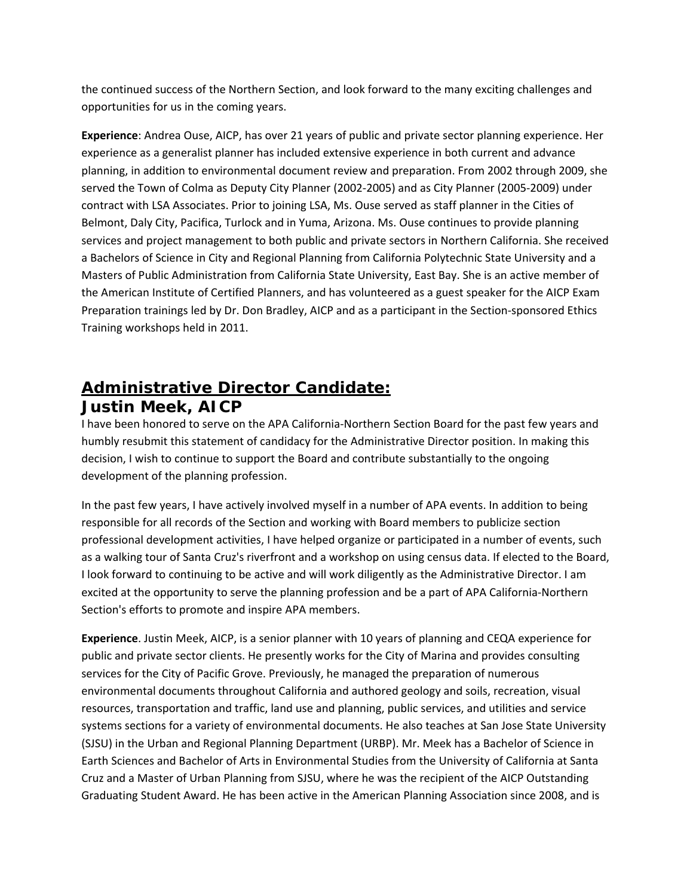the continued success of the Northern Section, and look forward to the many exciting challenges and opportunities for us in the coming years.

**Experience**: Andrea Ouse, AICP, has over 21 years of public and private sector planning experience. Her experience as a generalist planner has included extensive experience in both current and advance planning, in addition to environmental document review and preparation. From 2002 through 2009, she served the Town of Colma as Deputy City Planner (2002-2005) and as City Planner (2005-2009) under contract with LSA Associates. Prior to joining LSA, Ms. Ouse served as staff planner in the Cities of Belmont, Daly City, Pacifica, Turlock and in Yuma, Arizona. Ms. Ouse continues to provide planning services and project management to both public and private sectors in Northern California. She received a Bachelors of Science in City and Regional Planning from California Polytechnic State University and a Masters of Public Administration from California State University, East Bay. She is an active member of the American Institute of Certified Planners, and has volunteered as a guest speaker for the AICP Exam Preparation trainings led by Dr. Don Bradley, AICP and as a participant in the Section-sponsored Ethics Training workshops held in 2011.

## Administrative Director Candidate:
## Justin Meek, AICP

I have been honored to serve on the APA California-Northern Section Board for the past few years and humbly resubmit this statement of candidacy for the Administrative Director position. In making this decision, I wish to continue to support the Board and contribute substantially to the ongoing development of the planning profession.

In the past few years, I have actively involved myself in a number of APA events. In addition to being responsible for all records of the Section and working with Board members to publicize section professional development activities, I have helped organize or participated in a number of events, such as a walking tour of Santa Cruz's riverfront and a workshop on using census data. If elected to the Board, I look forward to continuing to be active and will work diligently as the Administrative Director. I am excited at the opportunity to serve the planning profession and be a part of APA California-Northern Section's efforts to promote and inspire APA members.

**Experience**. Justin Meek, AICP, is a senior planner with 10 years of planning and CEQA experience for public and private sector clients. He presently works for the City of Marina and provides consulting services for the City of Pacific Grove. Previously, he managed the preparation of numerous environmental documents throughout California and authored geology and soils, recreation, visual resources, transportation and traffic, land use and planning, public services, and utilities and service systems sections for a variety of environmental documents. He also teaches at San Jose State University (SJSU) in the Urban and Regional Planning Department (URBP). Mr. Meek has a Bachelor of Science in Earth Sciences and Bachelor of Arts in Environmental Studies from the University of California at Santa Cruz and a Master of Urban Planning from SJSU, where he was the recipient of the AICP Outstanding Graduating Student Award. He has been active in the American Planning Association since 2008, and is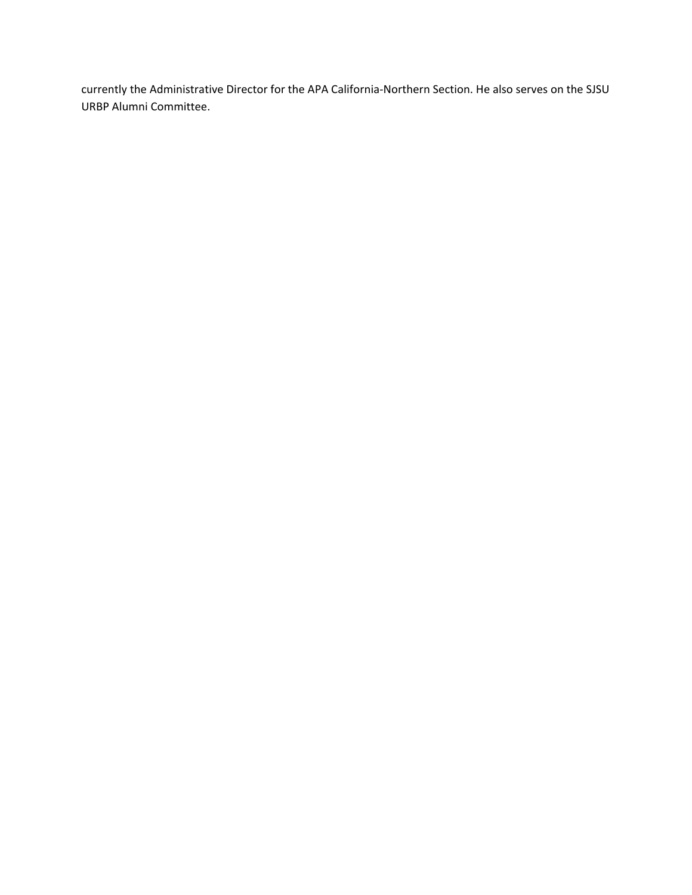currently the Administrative Director for the APA California-Northern Section. He also serves on the SJSU URBP Alumni Committee.